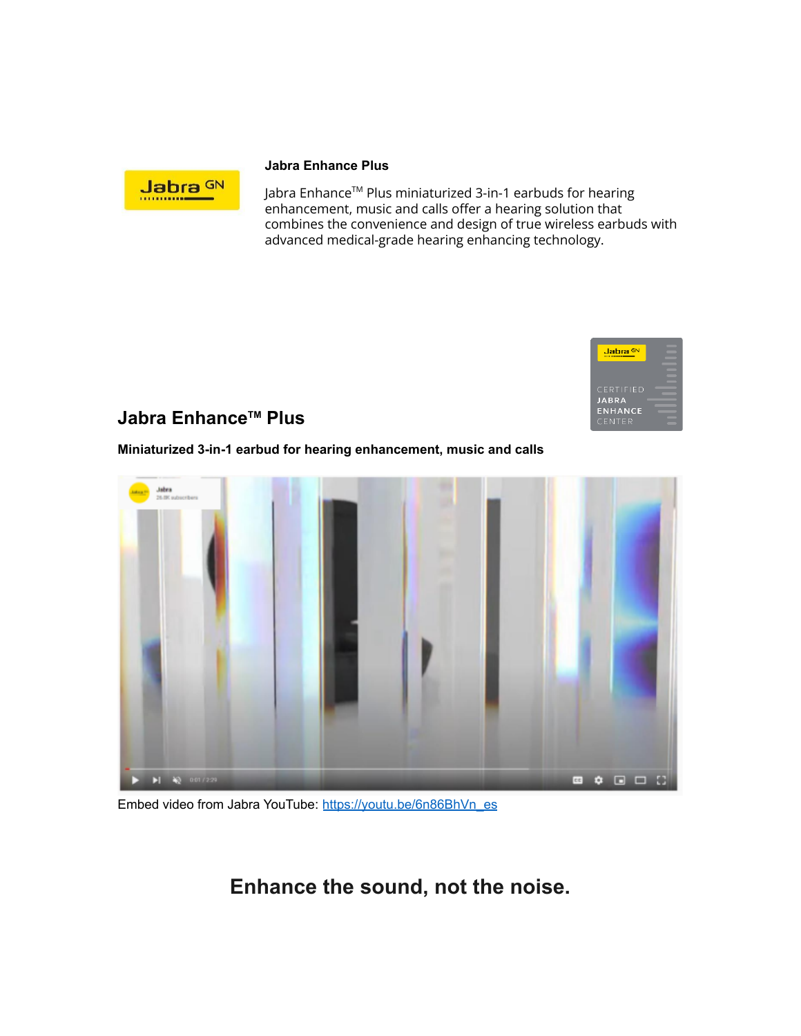**Jabra Enhance Plus**

Jabra Enhance™ Plus miniaturized 3-in-1 earbuds for hearing enhancement, music and calls offer a hearing solution that combines the convenience and design of true wireless earbuds with advanced medical-grade hearing enhancing technology.

CERTIFIED JABRA ENHANCE CENTER

## Jabra Enhance™ Plus

**Miniaturized 3-in-1 earbud for hearing enhancement, music and calls**

Embed video from Jabra YouTube: https://youtu.be/6n86BhVn_es

## Enhance the sound, not the noise.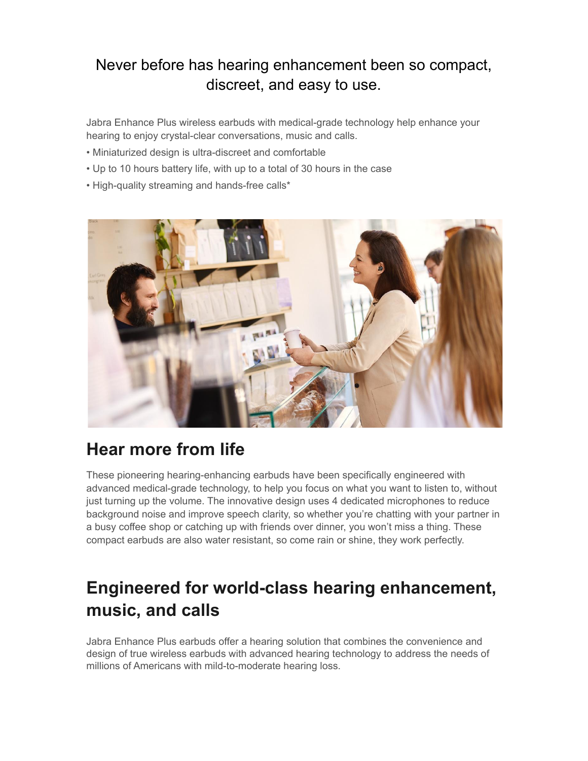Never before has hearing enhancement been so compact, discreet, and easy to use.

Jabra Enhance Plus wireless earbuds with medical-grade technology help enhance your hearing to enjoy crystal-clear conversations, music and calls.

- Miniaturized design is ultra-discreet and comfortable
- Up to 10 hours battery life, with up to a total of 30 hours in the case
- High-quality streaming and hands-free calls*

## Hear more from life

These pioneering hearing-enhancing earbuds have been specifically engineered with advanced medical-grade technology, to help you focus on what you want to listen to, without just turning up the volume. The innovative design uses 4 dedicated microphones to reduce background noise and improve speech clarity, so whether you're chatting with your partner in a busy coffee shop or catching up with friends over dinner, you won't miss a thing. These compact earbuds are also water resistant, so come rain or shine, they work perfectly.

## Engineered for world-class hearing enhancement, music, and calls

Jabra Enhance Plus earbuds offer a hearing solution that combines the convenience and design of true wireless earbuds with advanced hearing technology to address the needs of millions of Americans with mild-to-moderate hearing loss.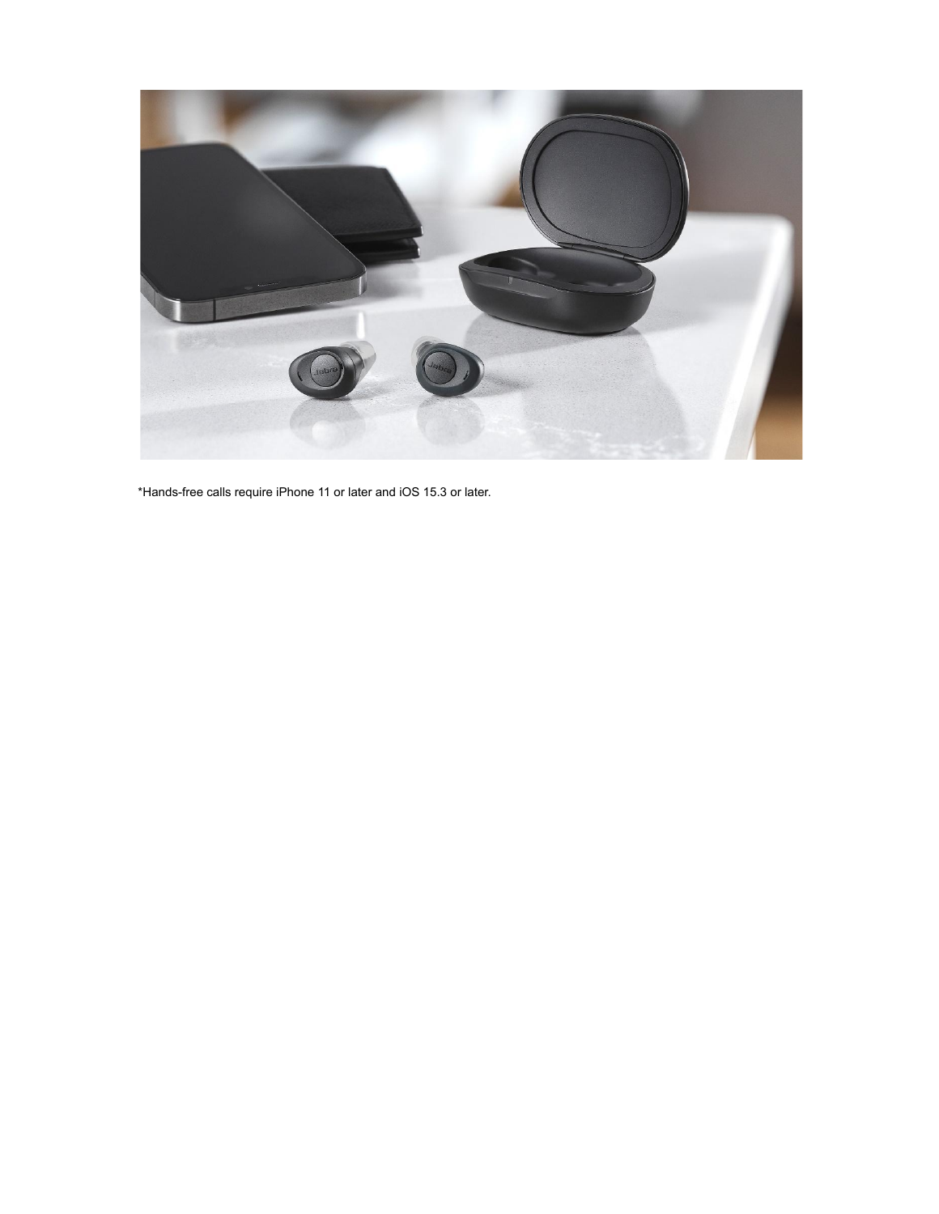*Hands-free calls require iPhone 11 or later and iOS 15.3 or later.